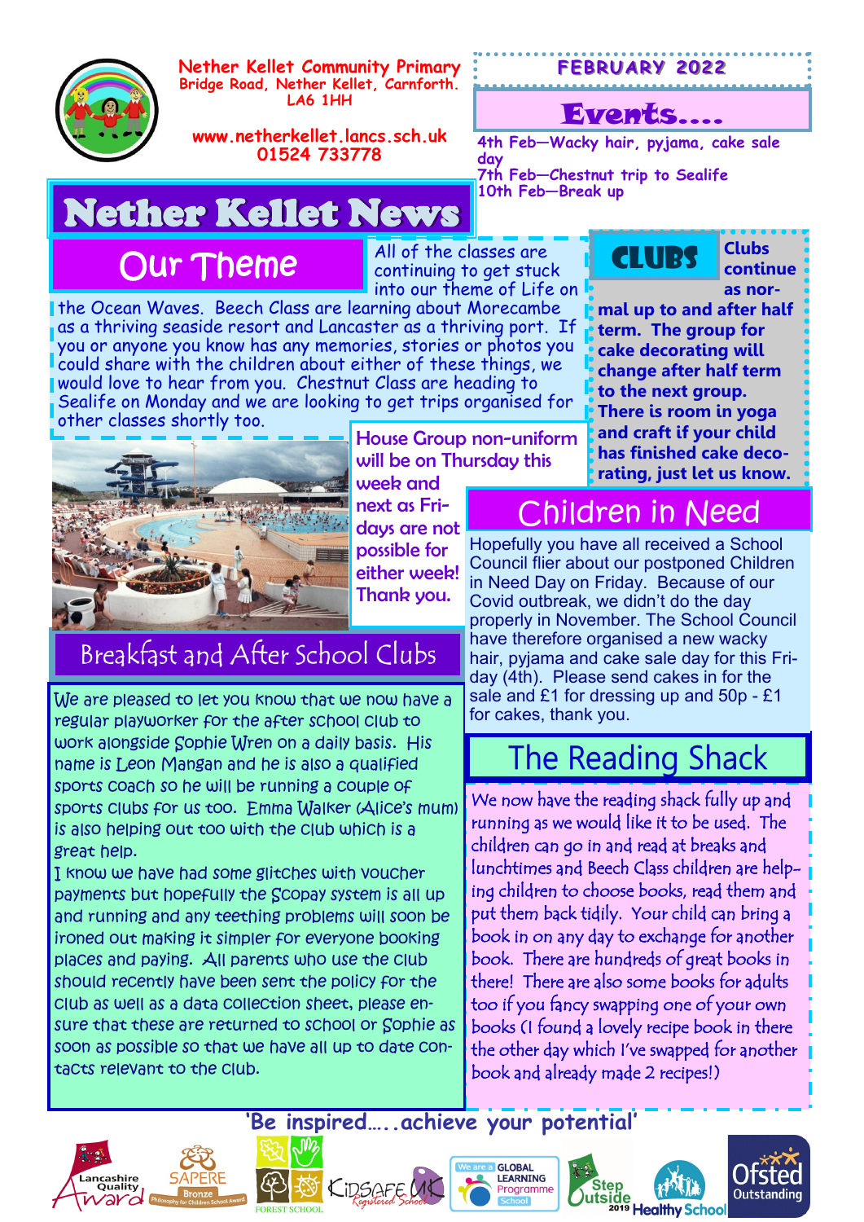**Nether Kellet Community Primary**
Bridge Road, Nether Kellet, Carnforth.
LA6 1HH

www.netherkellet.lancs.sch.uk
01524 733778

**FEBRUARY 2022**

## Events....

4th Feb—Wacky hair, pyjama, cake sale day
7th Feb—Chestnut trip to Sealife
10th Feb—Break up

# Nether Kellet News

## Our Theme

All of the classes are continuing to get stuck into our theme of Life on the Ocean Waves. Beech Class are learning about Morecambe as a thriving seaside resort and Lancaster as a thriving port. If you or anyone you know has any memories, stories or photos you could share with the children about either of these things, we would love to hear from you. Chestnut Class are heading to Sealife on Monday and we are looking to get trips organised for other classes shortly too.

House Group non-uniform will be on Thursday this week and next as Fridays are not possible for either week! Thank you.

## CLUBS

**Clubs continue as normal up to and after half term. The group for cake decorating will change after half term to the next group. There is room in yoga and craft if your child has finished cake decorating, just let us know.**

## Breakfast and After School Clubs

We are pleased to let you know that we now have a regular playworker for the after school club to work alongside Sophie Wren on a daily basis. His name is Leon Mangan and he is also a qualified sports coach so he will be running a couple of sports clubs for us too. Emma Walker (Alice's mum) is also helping out too with the club which is a great help.

I know we have had some glitches with voucher payments but hopefully the Scopay system is all up and running and any teething problems will soon be ironed out making it simpler for everyone booking places and paying. All parents who use the club should recently have been sent the policy for the club as well as a data collection sheet, please ensure that these are returned to school or Sophie as soon as possible so that we have all up to date contacts relevant to the club.

## Children in Need

Hopefully you have all received a School Council flier about our postponed Children in Need Day on Friday. Because of our Covid outbreak, we didn't do the day properly in November. The School Council have therefore organised a new wacky hair, pyjama and cake sale day for this Friday (4th). Please send cakes in for the sale and £1 for dressing up and 50p - £1 for cakes, thank you.

## The Reading Shack

We now have the reading shack fully up and running as we would like it to be used. The children can go in and read at breaks and lunchtimes and Beech Class children are helping children to choose books, read them and put them back tidily. Your child can bring a book in on any day to exchange for another book. There are hundreds of great books in there! There are also some books for adults too if you fancy swapping one of your own books (I found a lovely recipe book in there the other day which I've swapped for another book and already made 2 recipes!)

**'Be inspired…..achieve your potential'**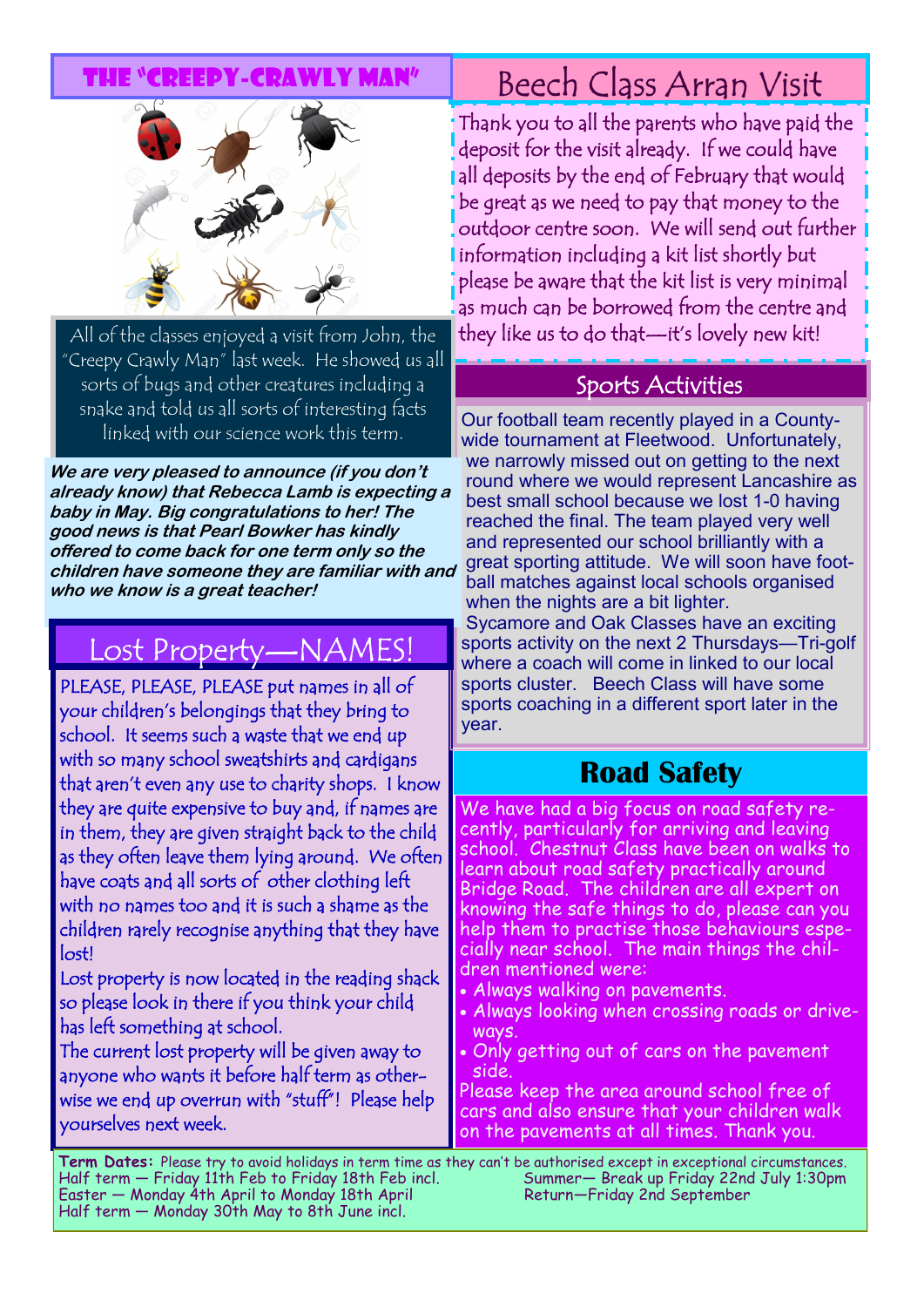## The "Creepy-Crawly Man"

All of the classes enjoyed a visit from John, the "Creepy Crawly Man" last week. He showed us all sorts of bugs and other creatures including a snake and told us all sorts of interesting facts linked with our science work this term.

***We are very pleased to announce (if you don't already know) that Rebecca Lamb is expecting a baby in May. Big congratulations to her! The good news is that Pearl Bowker has kindly offered to come back for one term only so the children have someone they are familiar with and who we know is a great teacher!***

## Lost Property—NAMES!

PLEASE, PLEASE, PLEASE put names in all of your children's belongings that they bring to school. It seems such a waste that we end up with so many school sweatshirts and cardigans that aren't even any use to charity shops. I know they are quite expensive to buy and, if names are in them, they are given straight back to the child as they often leave them lying around. We often have coats and all sorts of other clothing left with no names too and it is such a shame as the children rarely recognise anything that they have lost!

Lost property is now located in the reading shack so please look in there if you think your child has left something at school.

The current lost property will be given away to anyone who wants it before half term as otherwise we end up overrun with "stuff"! Please help yourselves next week.

## Beech Class Arran Visit

Thank you to all the parents who have paid the deposit for the visit already. If we could have all deposits by the end of February that would be great as we need to pay that money to the outdoor centre soon. We will send out further information including a kit list shortly but please be aware that the kit list is very minimal as much can be borrowed from the centre and they like us to do that—it's lovely new kit!

## Sports Activities

Our football team recently played in a County-wide tournament at Fleetwood. Unfortunately, we narrowly missed out on getting to the next round where we would represent Lancashire as best small school because we lost 1-0 having reached the final. The team played very well and represented our school brilliantly with a great sporting attitude. We will soon have football matches against local schools organised when the nights are a bit lighter.

Sycamore and Oak Classes have an exciting sports activity on the next 2 Thursdays—Tri-golf where a coach will come in linked to our local sports cluster. Beech Class will have some sports coaching in a different sport later in the year.

## Road Safety

We have had a big focus on road safety recently, particularly for arriving and leaving school. Chestnut Class have been on walks to learn about road safety practically around Bridge Road. The children are all expert on knowing the safe things to do, please can you help them to practise those behaviours especially near school. The main things the children mentioned were:

- Always walking on pavements.
- Always looking when crossing roads or driveways.
- Only getting out of cars on the pavement side.

Please keep the area around school free of cars and also ensure that your children walk on the pavements at all times. Thank you.

**Term Dates:** Please try to avoid holidays in term time as they can't be authorised except in exceptional circumstances.

Half term — Friday 11th Feb to Friday 18th Feb incl.
Easter — Monday 4th April to Monday 18th April
Half term — Monday 30th May to 8th June incl.
Summer— Break up Friday 22nd July 1:30pm
Return—Friday 2nd September